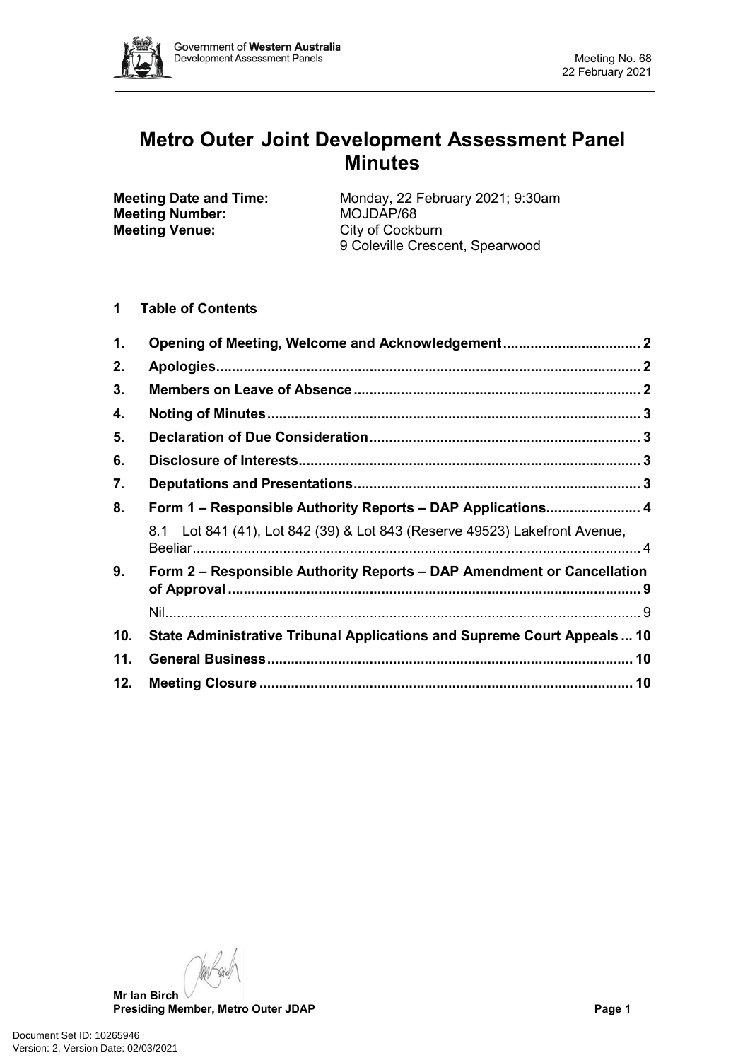# Metro Outer Joint Development Assessment Panel Minutes

**Meeting Date and Time:** Monday, 22 February 2021; 9:30am
**Meeting Number:** MOJDAP/68
**Meeting Venue:** City of Cockburn
9 Coleville Crescent, Spearwood

## 1 Table of Contents

1. **Opening of Meeting, Welcome and Acknowledgement** ..... 2
2. **Apologies** ..... 2
3. **Members on Leave of Absence** ..... 2
4. **Noting of Minutes** ..... 3
5. **Declaration of Due Consideration** ..... 3
6. **Disclosure of Interests** ..... 3
7. **Deputations and Presentations** ..... 3
8. **Form 1 – Responsible Authority Reports – DAP Applications** ..... 4
   - 8.1 Lot 841 (41), Lot 842 (39) & Lot 843 (Reserve 49523) Lakefront Avenue, Beeliar ..... 4
9. **Form 2 – Responsible Authority Reports – DAP Amendment or Cancellation of Approval** ..... 9
   - Nil ..... 9
10. **State Administrative Tribunal Applications and Supreme Court Appeals** ..... 10
11. **General Business** ..... 10
12. **Meeting Closure** ..... 10

**Mr Ian Birch**
**Presiding Member, Metro Outer JDAP**

Document Set ID: 10265946
Version: 2, Version Date: 02/03/2021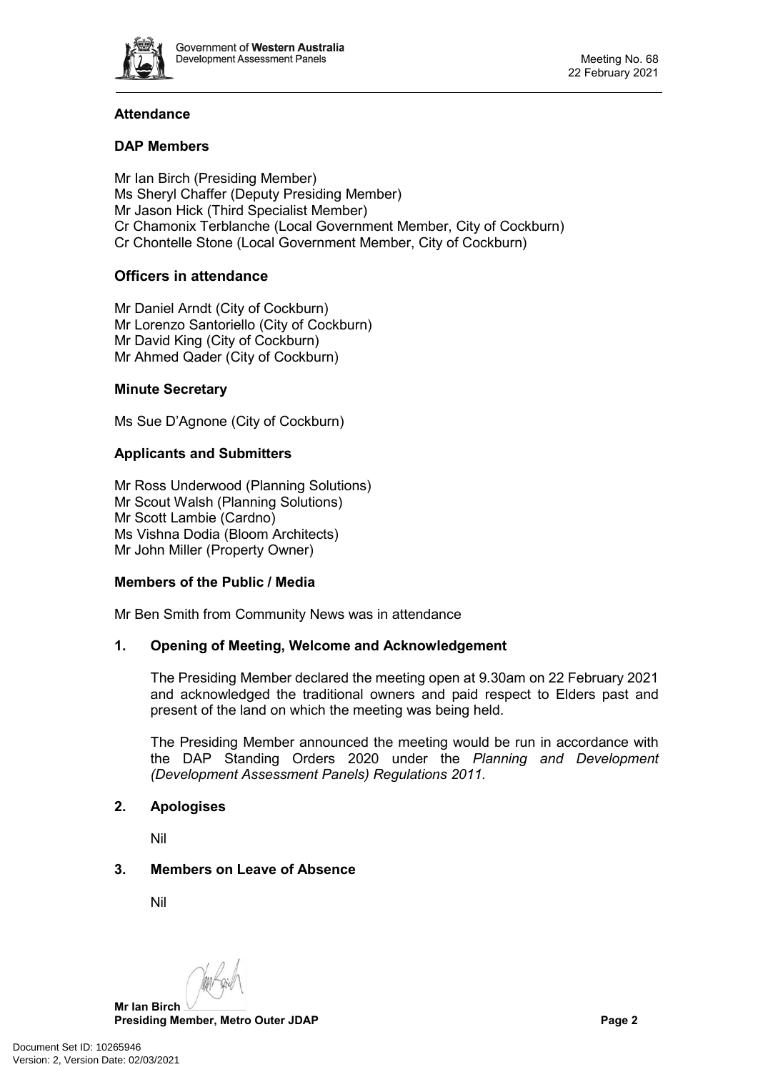**Attendance**

**DAP Members**

Mr Ian Birch (Presiding Member)
Ms Sheryl Chaffer (Deputy Presiding Member)
Mr Jason Hick (Third Specialist Member)
Cr Chamonix Terblanche (Local Government Member, City of Cockburn)
Cr Chontelle Stone (Local Government Member, City of Cockburn)

**Officers in attendance**

Mr Daniel Arndt (City of Cockburn)
Mr Lorenzo Santoriello (City of Cockburn)
Mr David King (City of Cockburn)
Mr Ahmed Qader (City of Cockburn)

**Minute Secretary**

Ms Sue D'Agnone (City of Cockburn)

**Applicants and Submitters**

Mr Ross Underwood (Planning Solutions)
Mr Scout Walsh (Planning Solutions)
Mr Scott Lambie (Cardno)
Ms Vishna Dodia (Bloom Architects)
Mr John Miller (Property Owner)

**Members of the Public / Media**

Mr Ben Smith from Community News was in attendance

**1. Opening of Meeting, Welcome and Acknowledgement**

The Presiding Member declared the meeting open at 9.30am on 22 February 2021 and acknowledged the traditional owners and paid respect to Elders past and present of the land on which the meeting was being held.

The Presiding Member announced the meeting would be run in accordance with the DAP Standing Orders 2020 under the *Planning and Development (Development Assessment Panels) Regulations 2011.*

**2. Apologises**

Nil

**3. Members on Leave of Absence**

Nil

**Mr Ian Birch**
**Presiding Member, Metro Outer JDAP**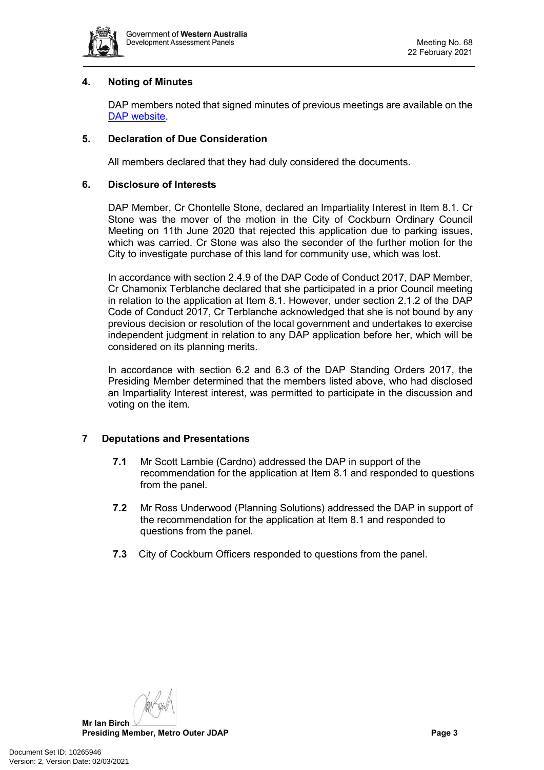## 4. Noting of Minutes

DAP members noted that signed minutes of previous meetings are available on the [DAP website](DAP website).

## 5. Declaration of Due Consideration

All members declared that they had duly considered the documents.

## 6. Disclosure of Interests

DAP Member, Cr Chontelle Stone, declared an Impartiality Interest in Item 8.1. Cr Stone was the mover of the motion in the City of Cockburn Ordinary Council Meeting on 11th June 2020 that rejected this application due to parking issues, which was carried. Cr Stone was also the seconder of the further motion for the City to investigate purchase of this land for community use, which was lost.

In accordance with section 2.4.9 of the DAP Code of Conduct 2017, DAP Member, Cr Chamonix Terblanche declared that she participated in a prior Council meeting in relation to the application at Item 8.1. However, under section 2.1.2 of the DAP Code of Conduct 2017, Cr Terblanche acknowledged that she is not bound by any previous decision or resolution of the local government and undertakes to exercise independent judgment in relation to any DAP application before her, which will be considered on its planning merits.

In accordance with section 6.2 and 6.3 of the DAP Standing Orders 2017, the Presiding Member determined that the members listed above, who had disclosed an Impartiality Interest interest, was permitted to participate in the discussion and voting on the item.

## 7 Deputations and Presentations

**7.1** Mr Scott Lambie (Cardno) addressed the DAP in support of the recommendation for the application at Item 8.1 and responded to questions from the panel.

**7.2** Mr Ross Underwood (Planning Solutions) addressed the DAP in support of the recommendation for the application at Item 8.1 and responded to questions from the panel.

**7.3** City of Cockburn Officers responded to questions from the panel.

**Mr Ian Birch**
**Presiding Member, Metro Outer JDAP**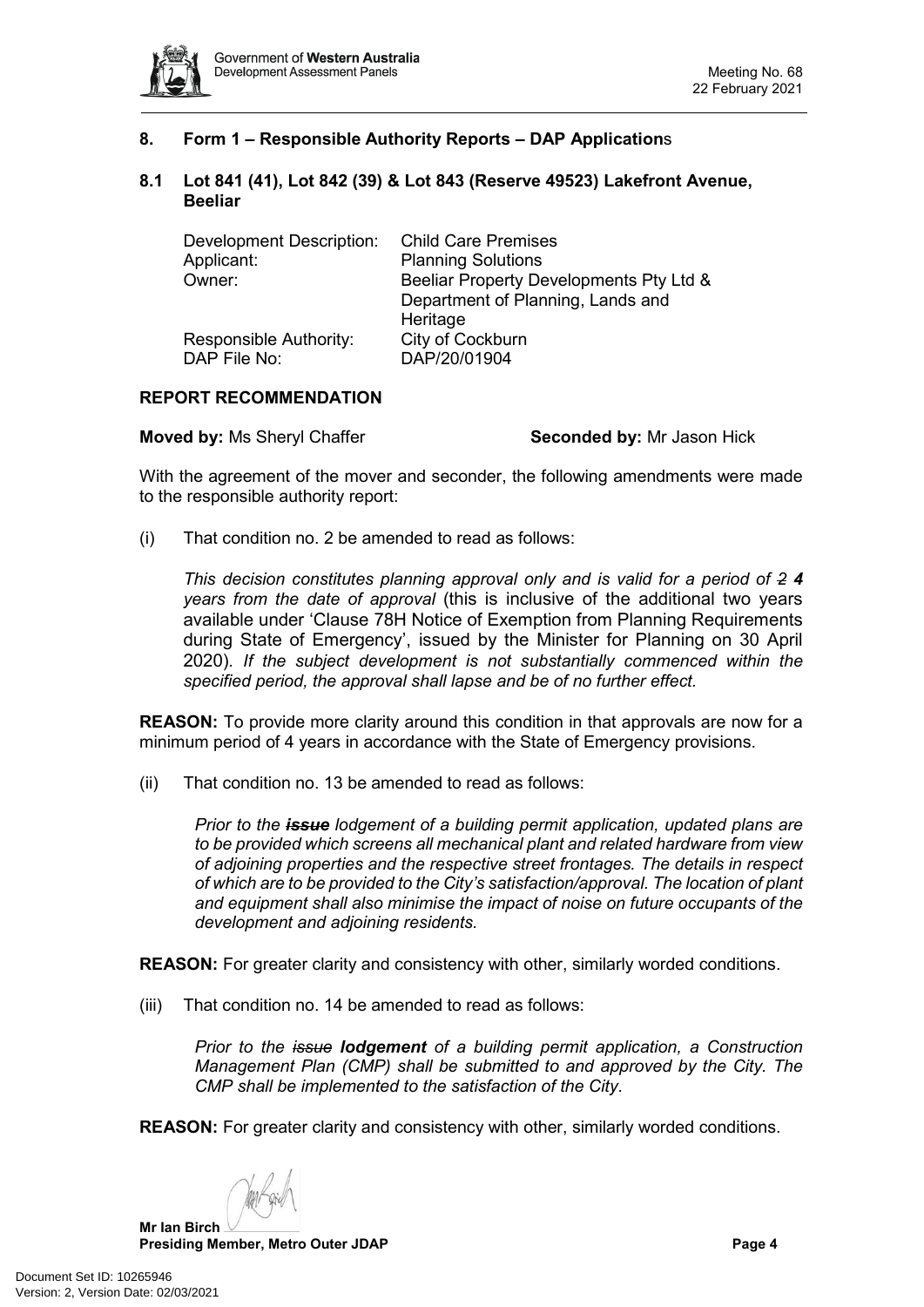## 8. Form 1 – Responsible Authority Reports – DAP Applications

### 8.1 Lot 841 (41), Lot 842 (39) & Lot 843 (Reserve 49523) Lakefront Avenue, Beeliar

| | |
|---|---|
| Development Description: | Child Care Premises |
| Applicant: | Planning Solutions |
| Owner: | Beeliar Property Developments Pty Ltd & Department of Planning, Lands and Heritage |
| Responsible Authority: | City of Cockburn |
| DAP File No: | DAP/20/01904 |

**REPORT RECOMMENDATION**

**Moved by:** Ms Sheryl Chaffer **Seconded by:** Mr Jason Hick

With the agreement of the mover and seconder, the following amendments were made to the responsible authority report:

(i) That condition no. 2 be amended to read as follows:

*This decision constitutes planning approval only and is valid for a period of ~~2~~* ***4*** *years from the date of approval* (this is inclusive of the additional two years available under 'Clause 78H Notice of Exemption from Planning Requirements during State of Emergency', issued by the Minister for Planning on 30 April 2020). *If the subject development is not substantially commenced within the specified period, the approval shall lapse and be of no further effect.*

**REASON:** To provide more clarity around this condition in that approvals are now for a minimum period of 4 years in accordance with the State of Emergency provisions.

(ii) That condition no. 13 be amended to read as follows:

*Prior to the* ***~~issue~~*** *lodgement of a building permit application, updated plans are to be provided which screens all mechanical plant and related hardware from view of adjoining properties and the respective street frontages. The details in respect of which are to be provided to the City's satisfaction/approval. The location of plant and equipment shall also minimise the impact of noise on future occupants of the development and adjoining residents.*

**REASON:** For greater clarity and consistency with other, similarly worded conditions.

(iii) That condition no. 14 be amended to read as follows:

*Prior to the ~~issue~~* ***lodgement*** *of a building permit application, a Construction Management Plan (CMP) shall be submitted to and approved by the City. The CMP shall be implemented to the satisfaction of the City.*

**REASON:** For greater clarity and consistency with other, similarly worded conditions.

**Mr Ian Birch**
**Presiding Member, Metro Outer JDAP**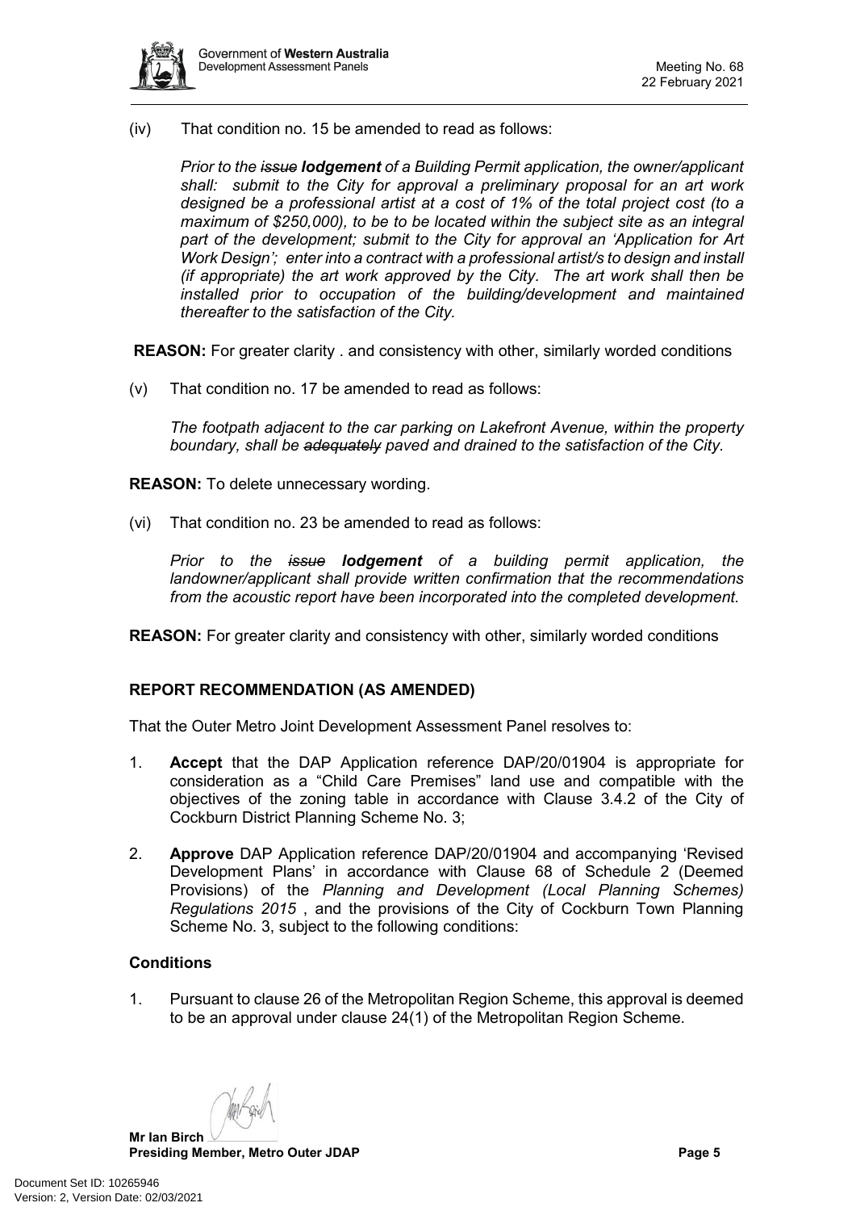(iv) That condition no. 15 be amended to read as follows:

*Prior to the ~~issue~~ **lodgement** of a Building Permit application, the owner/applicant shall: submit to the City for approval a preliminary proposal for an art work designed be a professional artist at a cost of 1% of the total project cost (to a maximum of $250,000), to be to be located within the subject site as an integral part of the development; submit to the City for approval an 'Application for Art Work Design'; enter into a contract with a professional artist/s to design and install (if appropriate) the art work approved by the City. The art work shall then be installed prior to occupation of the building/development and maintained thereafter to the satisfaction of the City.*

**REASON:** For greater clarity . and consistency with other, similarly worded conditions

(v) That condition no. 17 be amended to read as follows:

*The footpath adjacent to the car parking on Lakefront Avenue, within the property boundary, shall be ~~adequately~~ paved and drained to the satisfaction of the City.*

**REASON:** To delete unnecessary wording.

(vi) That condition no. 23 be amended to read as follows:

*Prior to the ~~issue~~ **lodgement** of a building permit application, the landowner/applicant shall provide written confirmation that the recommendations from the acoustic report have been incorporated into the completed development.*

**REASON:** For greater clarity and consistency with other, similarly worded conditions

**REPORT RECOMMENDATION (AS AMENDED)**

That the Outer Metro Joint Development Assessment Panel resolves to:

1. **Accept** that the DAP Application reference DAP/20/01904 is appropriate for consideration as a "Child Care Premises" land use and compatible with the objectives of the zoning table in accordance with Clause 3.4.2 of the City of Cockburn District Planning Scheme No. 3;
2. **Approve** DAP Application reference DAP/20/01904 and accompanying 'Revised Development Plans' in accordance with Clause 68 of Schedule 2 (Deemed Provisions) of the *Planning and Development (Local Planning Schemes) Regulations 2015* , and the provisions of the City of Cockburn Town Planning Scheme No. 3, subject to the following conditions:

**Conditions**

1. Pursuant to clause 26 of the Metropolitan Region Scheme, this approval is deemed to be an approval under clause 24(1) of the Metropolitan Region Scheme.

**Mr Ian Birch**
**Presiding Member, Metro Outer JDAP**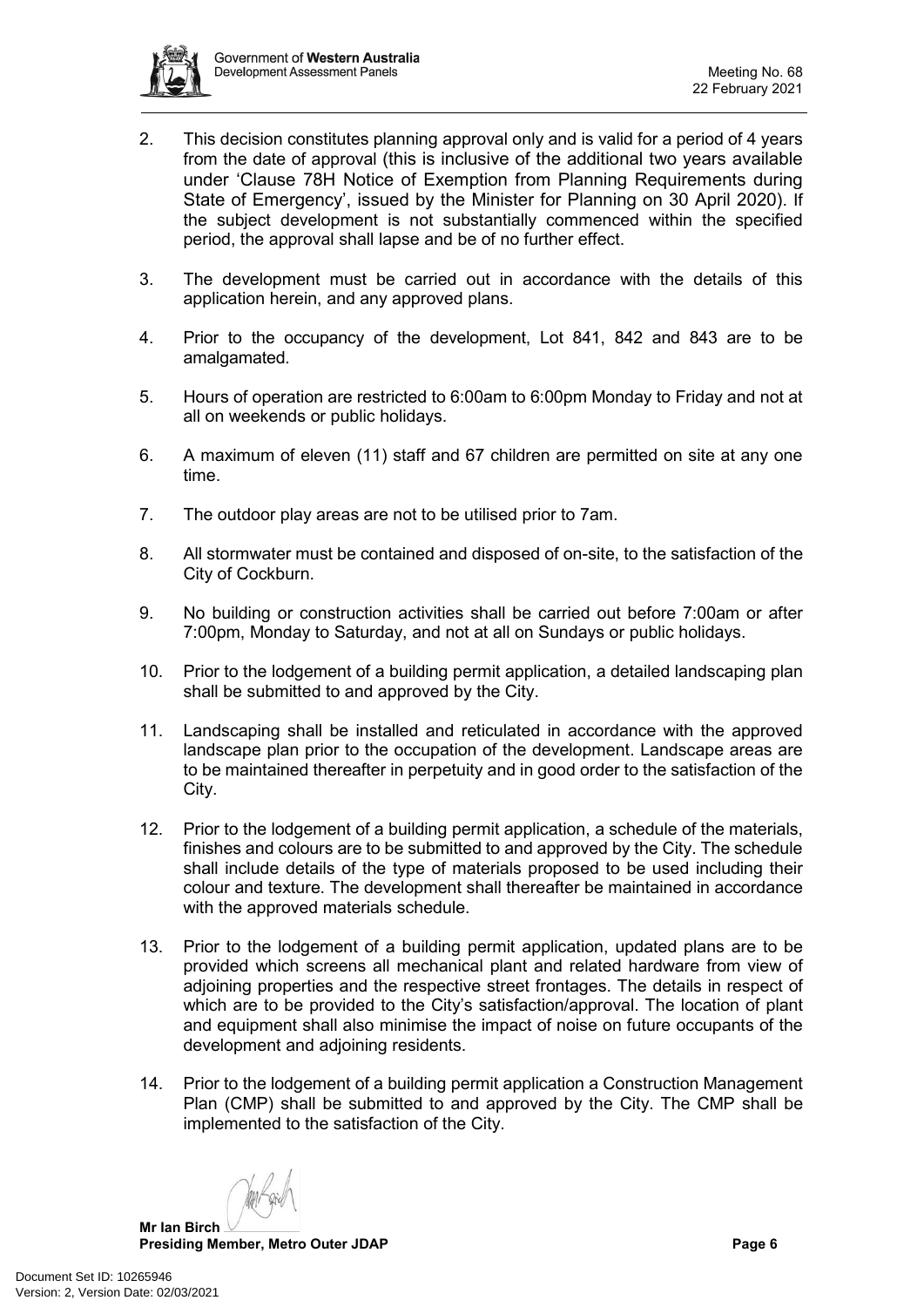2. This decision constitutes planning approval only and is valid for a period of 4 years from the date of approval (this is inclusive of the additional two years available under 'Clause 78H Notice of Exemption from Planning Requirements during State of Emergency', issued by the Minister for Planning on 30 April 2020). If the subject development is not substantially commenced within the specified period, the approval shall lapse and be of no further effect.

3. The development must be carried out in accordance with the details of this application herein, and any approved plans.

4. Prior to the occupancy of the development, Lot 841, 842 and 843 are to be amalgamated.

5. Hours of operation are restricted to 6:00am to 6:00pm Monday to Friday and not at all on weekends or public holidays.

6. A maximum of eleven (11) staff and 67 children are permitted on site at any one time.

7. The outdoor play areas are not to be utilised prior to 7am.

8. All stormwater must be contained and disposed of on-site, to the satisfaction of the City of Cockburn.

9. No building or construction activities shall be carried out before 7:00am or after 7:00pm, Monday to Saturday, and not at all on Sundays or public holidays.

10. Prior to the lodgement of a building permit application, a detailed landscaping plan shall be submitted to and approved by the City.

11. Landscaping shall be installed and reticulated in accordance with the approved landscape plan prior to the occupation of the development. Landscape areas are to be maintained thereafter in perpetuity and in good order to the satisfaction of the City.

12. Prior to the lodgement of a building permit application, a schedule of the materials, finishes and colours are to be submitted to and approved by the City. The schedule shall include details of the type of materials proposed to be used including their colour and texture. The development shall thereafter be maintained in accordance with the approved materials schedule.

13. Prior to the lodgement of a building permit application, updated plans are to be provided which screens all mechanical plant and related hardware from view of adjoining properties and the respective street frontages. The details in respect of which are to be provided to the City's satisfaction/approval. The location of plant and equipment shall also minimise the impact of noise on future occupants of the development and adjoining residents.

14. Prior to the lodgement of a building permit application a Construction Management Plan (CMP) shall be submitted to and approved by the City. The CMP shall be implemented to the satisfaction of the City.

**Mr Ian Birch**
**Presiding Member, Metro Outer JDAP**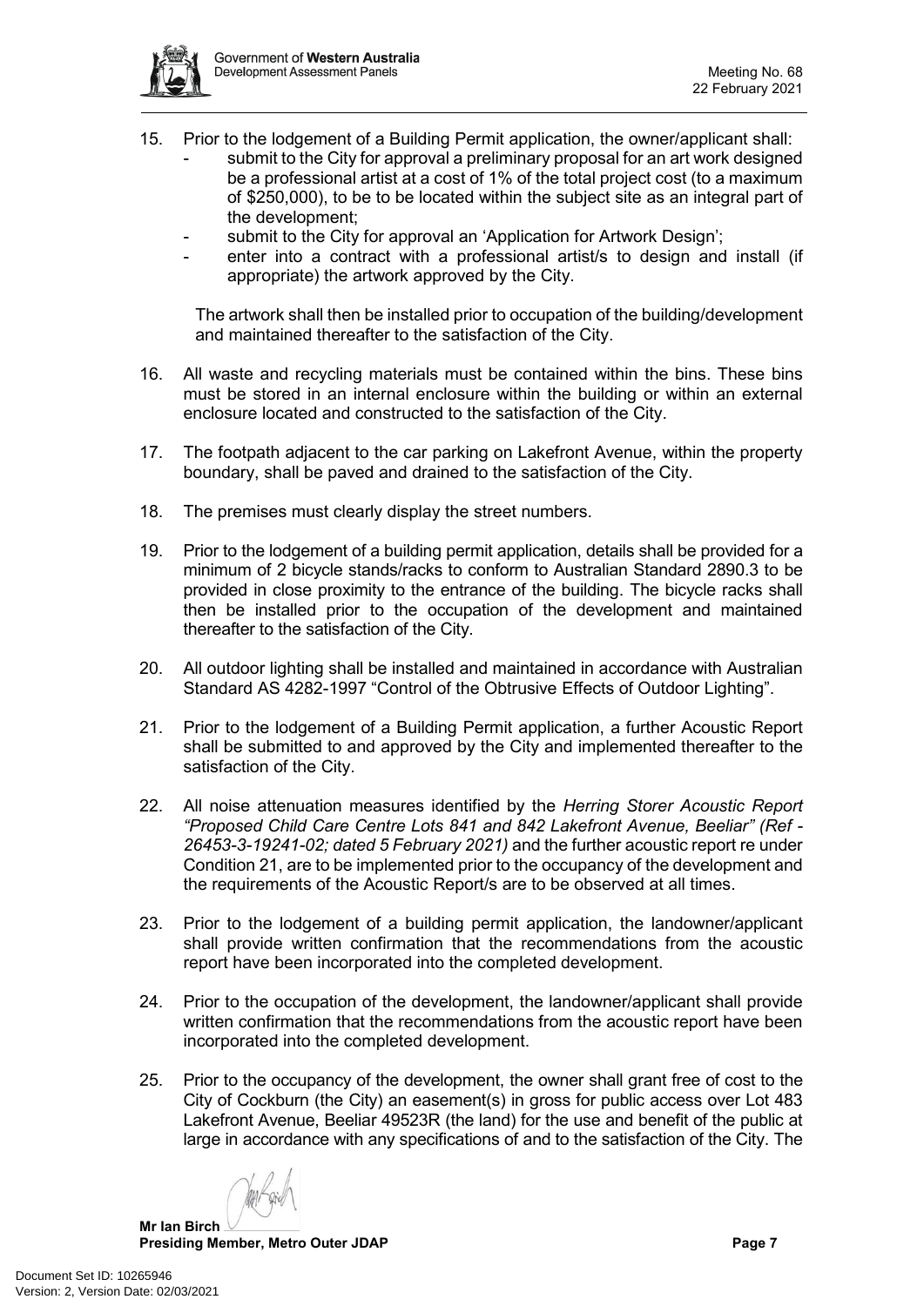15. Prior to the lodgement of a Building Permit application, the owner/applicant shall:
    - submit to the City for approval a preliminary proposal for an art work designed be a professional artist at a cost of 1% of the total project cost (to a maximum of $250,000), to be to be located within the subject site as an integral part of the development;
    - submit to the City for approval an 'Application for Artwork Design';
    - enter into a contract with a professional artist/s to design and install (if appropriate) the artwork approved by the City.

    The artwork shall then be installed prior to occupation of the building/development and maintained thereafter to the satisfaction of the City.

16. All waste and recycling materials must be contained within the bins. These bins must be stored in an internal enclosure within the building or within an external enclosure located and constructed to the satisfaction of the City.

17. The footpath adjacent to the car parking on Lakefront Avenue, within the property boundary, shall be paved and drained to the satisfaction of the City.

18. The premises must clearly display the street numbers.

19. Prior to the lodgement of a building permit application, details shall be provided for a minimum of 2 bicycle stands/racks to conform to Australian Standard 2890.3 to be provided in close proximity to the entrance of the building. The bicycle racks shall then be installed prior to the occupation of the development and maintained thereafter to the satisfaction of the City.

20. All outdoor lighting shall be installed and maintained in accordance with Australian Standard AS 4282-1997 "Control of the Obtrusive Effects of Outdoor Lighting".

21. Prior to the lodgement of a Building Permit application, a further Acoustic Report shall be submitted to and approved by the City and implemented thereafter to the satisfaction of the City.

22. All noise attenuation measures identified by the *Herring Storer Acoustic Report "Proposed Child Care Centre Lots 841 and 842 Lakefront Avenue, Beeliar" (Ref - 26453-3-19241-02; dated 5 February 2021)* and the further acoustic report re under Condition 21, are to be implemented prior to the occupancy of the development and the requirements of the Acoustic Report/s are to be observed at all times.

23. Prior to the lodgement of a building permit application, the landowner/applicant shall provide written confirmation that the recommendations from the acoustic report have been incorporated into the completed development.

24. Prior to the occupation of the development, the landowner/applicant shall provide written confirmation that the recommendations from the acoustic report have been incorporated into the completed development.

25. Prior to the occupancy of the development, the owner shall grant free of cost to the City of Cockburn (the City) an easement(s) in gross for public access over Lot 483 Lakefront Avenue, Beeliar 49523R (the land) for the use and benefit of the public at large in accordance with any specifications of and to the satisfaction of the City. The

**Mr Ian Birch**
**Presiding Member, Metro Outer JDAP**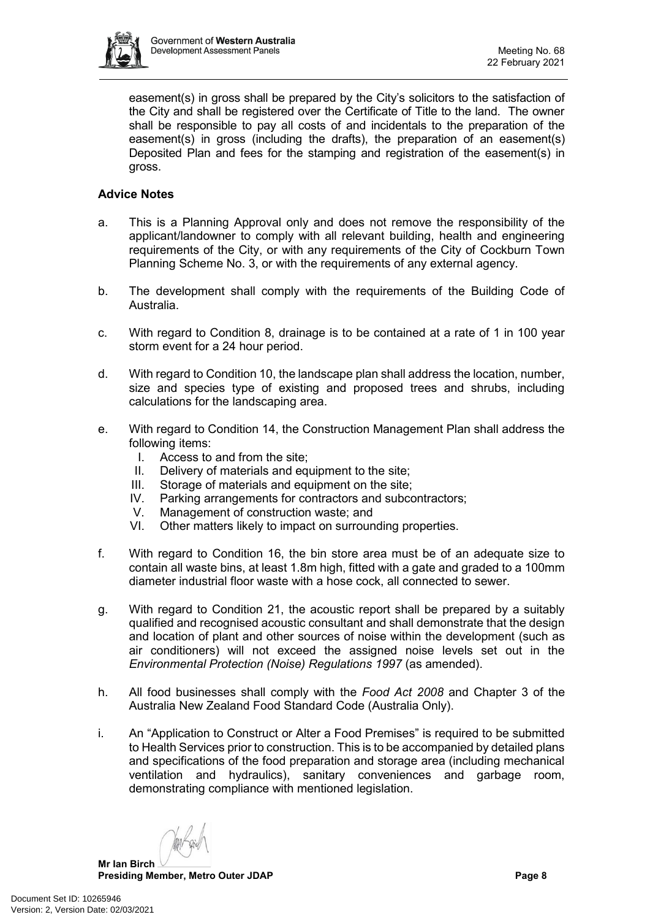easement(s) in gross shall be prepared by the City's solicitors to the satisfaction of the City and shall be registered over the Certificate of Title to the land. The owner shall be responsible to pay all costs of and incidentals to the preparation of the easement(s) in gross (including the drafts), the preparation of an easement(s) Deposited Plan and fees for the stamping and registration of the easement(s) in gross.

**Advice Notes**

a. This is a Planning Approval only and does not remove the responsibility of the applicant/landowner to comply with all relevant building, health and engineering requirements of the City, or with any requirements of the City of Cockburn Town Planning Scheme No. 3, or with the requirements of any external agency.

b. The development shall comply with the requirements of the Building Code of Australia.

c. With regard to Condition 8, drainage is to be contained at a rate of 1 in 100 year storm event for a 24 hour period.

d. With regard to Condition 10, the landscape plan shall address the location, number, size and species type of existing and proposed trees and shrubs, including calculations for the landscaping area.

e. With regard to Condition 14, the Construction Management Plan shall address the following items:
   I. Access to and from the site;
   II. Delivery of materials and equipment to the site;
   III. Storage of materials and equipment on the site;
   IV. Parking arrangements for contractors and subcontractors;
   V. Management of construction waste; and
   VI. Other matters likely to impact on surrounding properties.

f. With regard to Condition 16, the bin store area must be of an adequate size to contain all waste bins, at least 1.8m high, fitted with a gate and graded to a 100mm diameter industrial floor waste with a hose cock, all connected to sewer.

g. With regard to Condition 21, the acoustic report shall be prepared by a suitably qualified and recognised acoustic consultant and shall demonstrate that the design and location of plant and other sources of noise within the development (such as air conditioners) will not exceed the assigned noise levels set out in the *Environmental Protection (Noise) Regulations 1997* (as amended).

h. All food businesses shall comply with the *Food Act 2008* and Chapter 3 of the Australia New Zealand Food Standard Code (Australia Only).

i. An "Application to Construct or Alter a Food Premises" is required to be submitted to Health Services prior to construction. This is to be accompanied by detailed plans and specifications of the food preparation and storage area (including mechanical ventilation and hydraulics), sanitary conveniences and garbage room, demonstrating compliance with mentioned legislation.

**Mr Ian Birch**
**Presiding Member, Metro Outer JDAP**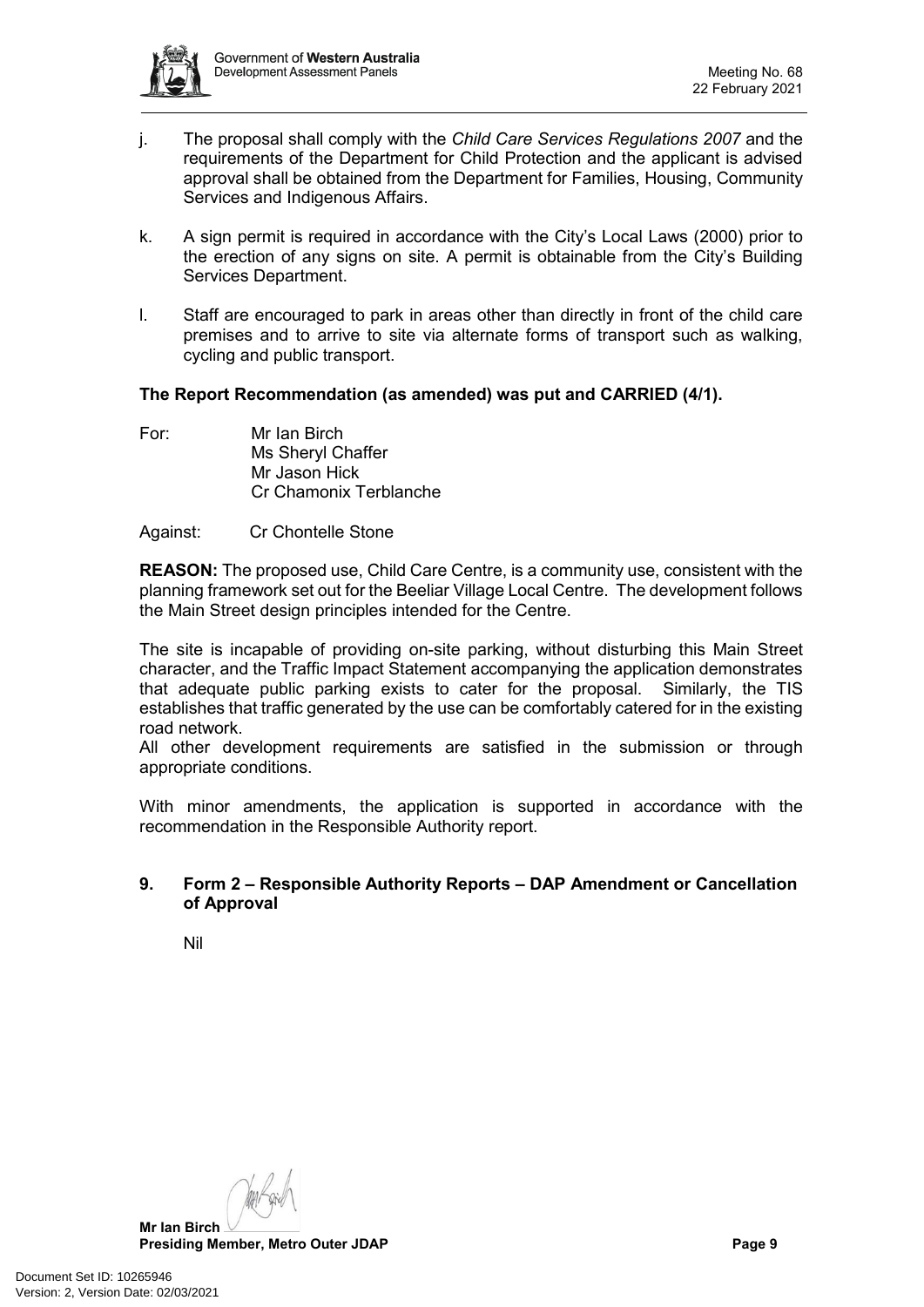j. The proposal shall comply with the *Child Care Services Regulations 2007* and the requirements of the Department for Child Protection and the applicant is advised approval shall be obtained from the Department for Families, Housing, Community Services and Indigenous Affairs.

k. A sign permit is required in accordance with the City's Local Laws (2000) prior to the erection of any signs on site. A permit is obtainable from the City's Building Services Department.

l. Staff are encouraged to park in areas other than directly in front of the child care premises and to arrive to site via alternate forms of transport such as walking, cycling and public transport.

**The Report Recommendation (as amended) was put and CARRIED (4/1).**

For: Mr Ian Birch
Ms Sheryl Chaffer
Mr Jason Hick
Cr Chamonix Terblanche

Against: Cr Chontelle Stone

**REASON:** The proposed use, Child Care Centre, is a community use, consistent with the planning framework set out for the Beeliar Village Local Centre. The development follows the Main Street design principles intended for the Centre.

The site is incapable of providing on-site parking, without disturbing this Main Street character, and the Traffic Impact Statement accompanying the application demonstrates that adequate public parking exists to cater for the proposal. Similarly, the TIS establishes that traffic generated by the use can be comfortably catered for in the existing road network.
All other development requirements are satisfied in the submission or through appropriate conditions.

With minor amendments, the application is supported in accordance with the recommendation in the Responsible Authority report.

## 9. Form 2 – Responsible Authority Reports – DAP Amendment or Cancellation of Approval

Nil

**Mr Ian Birch**
**Presiding Member, Metro Outer JDAP**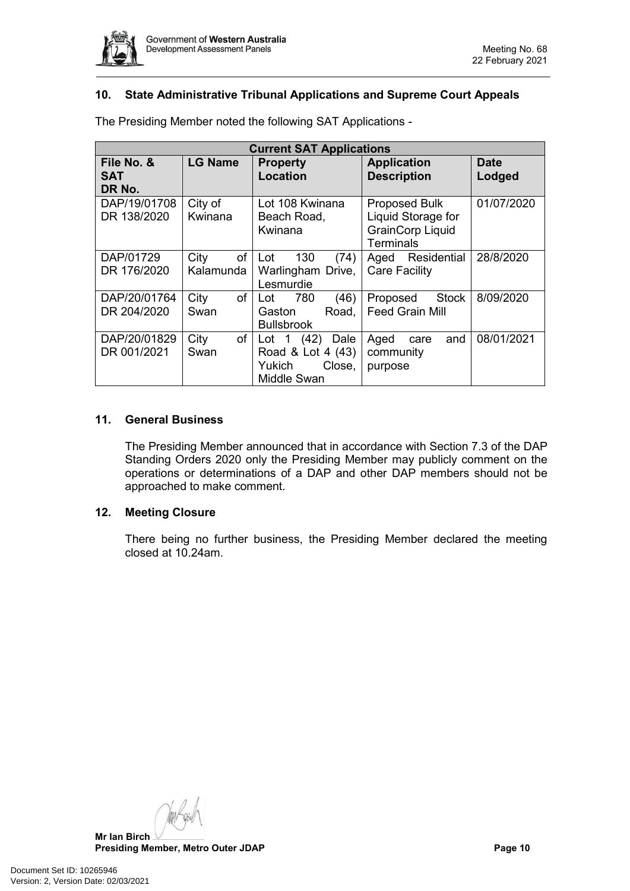## 10. State Administrative Tribunal Applications and Supreme Court Appeals

The Presiding Member noted the following SAT Applications -

| Current SAT Applications | | | | |
|---|---|---|---|---|
| **File No. & SAT DR No.** | **LG Name** | **Property Location** | **Application Description** | **Date Lodged** |
| DAP/19/01708 DR 138/2020 | City of Kwinana | Lot 108 Kwinana Beach Road, Kwinana | Proposed Bulk Liquid Storage for GrainCorp Liquid Terminals | 01/07/2020 |
| DAP/01729 DR 176/2020 | City of Kalamunda | Lot 130 (74) Warlingham Drive, Lesmurdie | Aged Residential Care Facility | 28/8/2020 |
| DAP/20/01764 DR 204/2020 | City of Swan | Lot 780 (46) Gaston Road, Bullsbrook | Proposed Stock Feed Grain Mill | 8/09/2020 |
| DAP/20/01829 DR 001/2021 | City of Swan | Lot 1 (42) Dale Road & Lot 4 (43) Yukich Close, Middle Swan | Aged care and community purpose | 08/01/2021 |

## 11. General Business

The Presiding Member announced that in accordance with Section 7.3 of the DAP Standing Orders 2020 only the Presiding Member may publicly comment on the operations or determinations of a DAP and other DAP members should not be approached to make comment.

## 12. Meeting Closure

There being no further business, the Presiding Member declared the meeting closed at 10.24am.

**Mr Ian Birch**
**Presiding Member, Metro Outer JDAP**